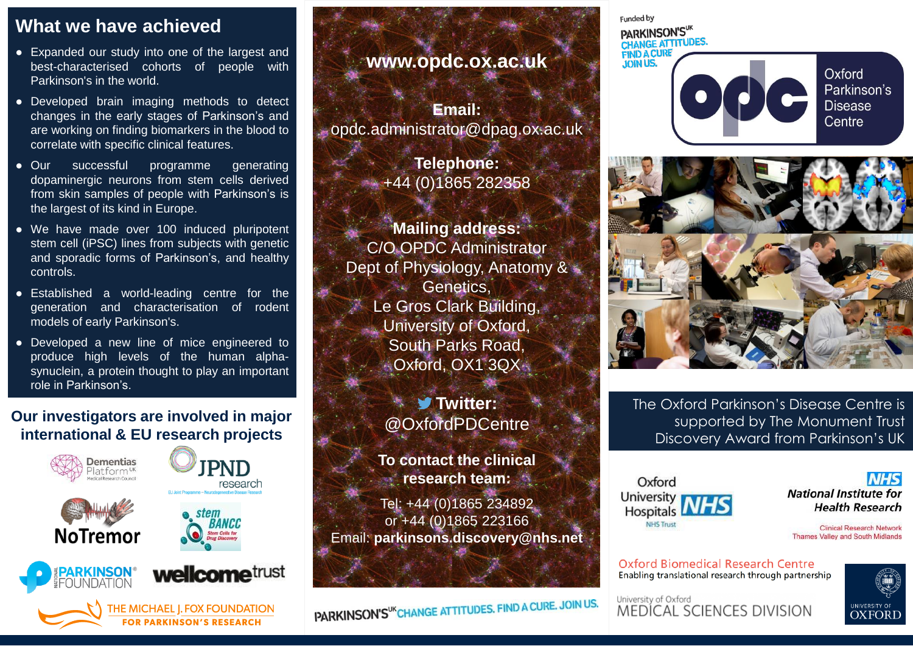## What we have achieved

- Expanded our study into one of the largest and best-characterised cohorts of people with Parkinson's in the world.
- Developed brain imaging methods to detect changes in the early stages of Parkinson's and are working on finding biomarkers in the blood to correlate with specific clinical features.
- Our successful programme generating dopaminergic neurons from stem cells derived from skin samples of people with Parkinson's is the largest of its kind in Europe.
- We have made over 100 induced pluripotent stem cell (iPSC) lines from subjects with genetic and sporadic forms of Parkinson's, and healthy controls.
- Established a world-leading centre for the generation and characterisation of rodent models of early Parkinson's.
- Developed a new line of mice engineered to produce high levels of the human alpha-synuclein, a protein thought to play an important role in Parkinson's.

### Our investigators are involved in major international & EU research projects

Dementias Platform UK – Medical Research Council
JPND research – EU Joint Programme – Neurodegenerative Disease Research
NoTremor
stem BANCC – Stem Cells for Drug Discovery
National Parkinson Foundation
wellcome trust
The Michael J. Fox Foundation for Parkinson's Research

**www.opdc.ox.ac.uk**

**Email:**
opdc.administrator@dpag.ox.ac.uk

**Telephone:**
+44 (0)1865 282358

**Mailing address:**
C/O OPDC Administrator
Dept of Physiology, Anatomy & Genetics,
Le Gros Clark Building,
University of Oxford,
South Parks Road,
Oxford, OX1 3QX

**Twitter:**
@OxfordPDCentre

**To contact the clinical research team:**
Tel: +44 (0)1865 234892
or +44 (0)1865 223166
Email: **parkinsons.discovery@nhs.net**

PARKINSON'S UK CHANGE ATTITUDES. FIND A CURE. JOIN US.

Funded by
PARKINSON'S UK
CHANGE ATTITUDES.
FIND A CURE
JOIN US.

# opdc Oxford Parkinson's Disease Centre

The Oxford Parkinson's Disease Centre is supported by The Monument Trust Discovery Award from Parkinson's UK

Oxford University Hospitals NHS Trust

NHS National Institute for Health Research
Clinical Research Network Thames Valley and South Midlands

Oxford Biomedical Research Centre
Enabling translational research through partnership

University of Oxford MEDICAL SCIENCES DIVISION

UNIVERSITY OF OXFORD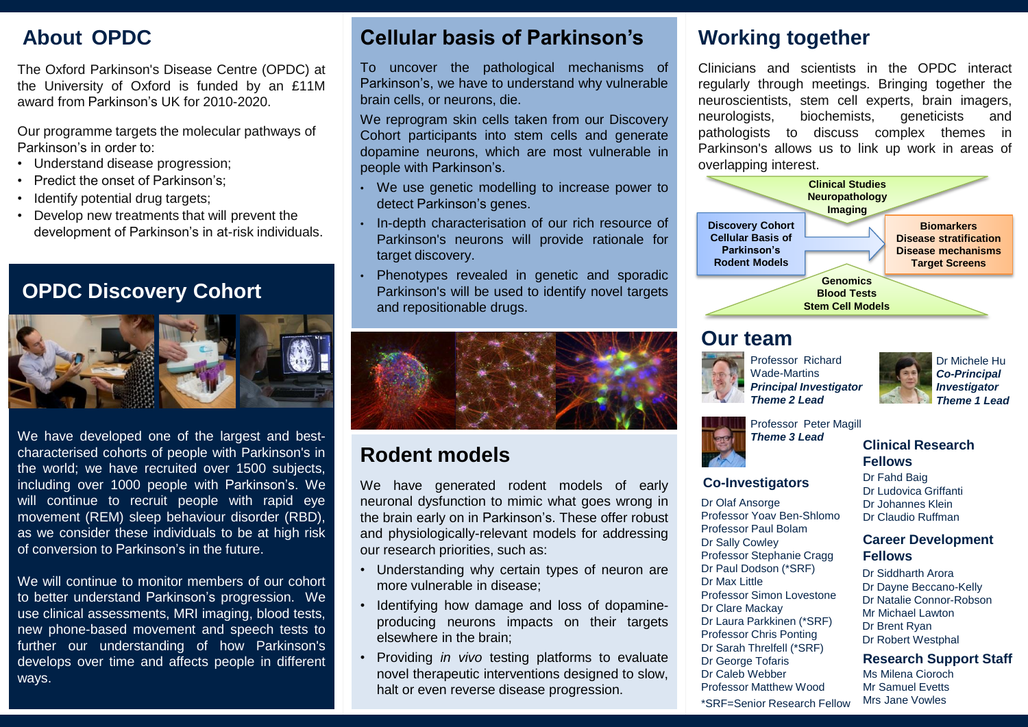## About OPDC

The Oxford Parkinson's Disease Centre (OPDC) at the University of Oxford is funded by an £11M award from Parkinson's UK for 2010-2020.

Our programme targets the molecular pathways of Parkinson's in order to:

- Understand disease progression;
- Predict the onset of Parkinson's;
- Identify potential drug targets;
- Develop new treatments that will prevent the development of Parkinson's in at-risk individuals.

## OPDC Discovery Cohort

We have developed one of the largest and best-characterised cohorts of people with Parkinson's in the world; we have recruited over 1500 subjects, including over 1000 people with Parkinson's. We will continue to recruit people with rapid eye movement (REM) sleep behaviour disorder (RBD), as we consider these individuals to be at high risk of conversion to Parkinson's in the future.

We will continue to monitor members of our cohort to better understand Parkinson's progression. We use clinical assessments, MRI imaging, blood tests, new phone-based movement and speech tests to further our understanding of how Parkinson's develops over time and affects people in different ways.

## Cellular basis of Parkinson's

To uncover the pathological mechanisms of Parkinson's, we have to understand why vulnerable brain cells, or neurons, die.

We reprogram skin cells taken from our Discovery Cohort participants into stem cells and generate dopamine neurons, which are most vulnerable in people with Parkinson's.

- We use genetic modelling to increase power to detect Parkinson's genes.
- In-depth characterisation of our rich resource of Parkinson's neurons will provide rationale for target discovery.
- Phenotypes revealed in genetic and sporadic Parkinson's will be used to identify novel targets and repositionable drugs.

## Rodent models

We have generated rodent models of early neuronal dysfunction to mimic what goes wrong in the brain early on in Parkinson's. These offer robust and physiologically-relevant models for addressing our research priorities, such as:

- Understanding why certain types of neuron are more vulnerable in disease;
- Identifying how damage and loss of dopamine-producing neurons impacts on their targets elsewhere in the brain;
- Providing *in vivo* testing platforms to evaluate novel therapeutic interventions designed to slow, halt or even reverse disease progression.

## Working together

Clinicians and scientists in the OPDC interact regularly through meetings. Bringing together the neuroscientists, stem cell experts, brain imagers, neurologists, biochemists, geneticists and pathologists to discuss complex themes in Parkinson's allows us to link up work in areas of overlapping interest.

**Clinical Studies**
**Neuropathology**
**Imaging**

**Discovery Cohort**
**Cellular Basis of Parkinson's**
**Rodent Models**

**Biomarkers**
**Disease stratification**
**Disease mechanisms**
**Target Screens**

**Genomics**
**Blood Tests**
**Stem Cell Models**

## Our team

Professor Richard Wade-Martins
***Principal Investigator***
***Theme 2 Lead***

Dr Michele Hu
***Co-Principal Investigator***
***Theme 1 Lead***

Professor Peter Magill
***Theme 3 Lead***

### Co-Investigators

Dr Olaf Ansorge
Professor Yoav Ben-Shlomo
Professor Paul Bolam
Dr Sally Cowley
Professor Stephanie Cragg
Dr Paul Dodson (*SRF)
Dr Max Little
Professor Simon Lovestone
Dr Clare Mackay
Dr Laura Parkkinen (*SRF)
Professor Chris Ponting
Dr Sarah Threlfell (*SRF)
Dr George Tofaris
Dr Caleb Webber
Professor Matthew Wood

*SRF=Senior Research Fellow

### Clinical Research Fellows

Dr Fahd Baig
Dr Ludovica Griffanti
Dr Johannes Klein
Dr Claudio Ruffman

### Career Development Fellows

Dr Siddharth Arora
Dr Dayne Beccano-Kelly
Dr Natalie Connor-Robson
Mr Michael Lawton
Dr Brent Ryan
Dr Robert Westphal

### Research Support Staff

Ms Milena Cioroch
Mr Samuel Evetts
Mrs Jane Vowles